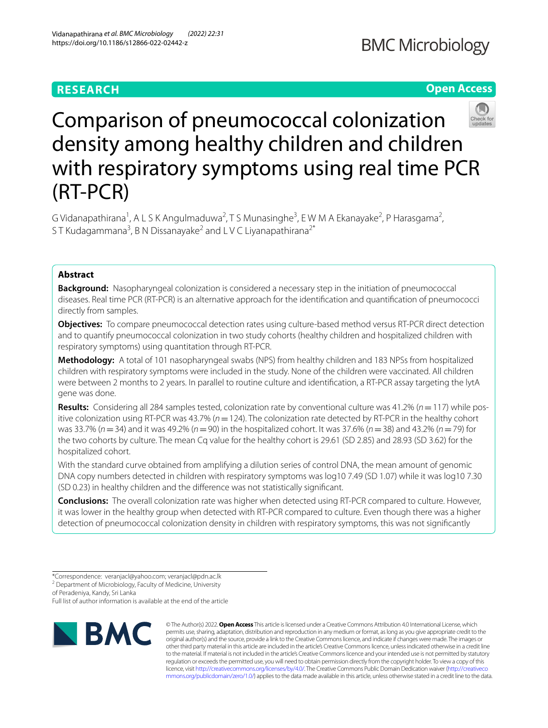RESEARCH

Open Access

# Comparison of pneumococcal colonization density among healthy children and children with respiratory symptoms using real time PCR (RT-PCR)

G Vidanapathirana[1], A L S K Angulmaduwa[2], T S Munasinghe[3], E W M A Ekanayake[2], P Harasgama[2], S T Kudagammana[3], B N Dissanayake[2] and L V C Liyanapathirana[2*]

## Abstract

**Background:** Nasopharyngeal colonization is considered a necessary step in the initiation of pneumococcal diseases. Real time PCR (RT-PCR) is an alternative approach for the identification and quantification of pneumococci directly from samples.

**Objectives:** To compare pneumococcal detection rates using culture-based method versus RT-PCR direct detection and to quantify pneumococcal colonization in two study cohorts (healthy children and hospitalized children with respiratory symptoms) using quantitation through RT-PCR.

**Methodology:** A total of 101 nasopharyngeal swabs (NPS) from healthy children and 183 NPSs from hospitalized children with respiratory symptoms were included in the study. None of the children were vaccinated. All children were between 2 months to 2 years. In parallel to routine culture and identification, a RT-PCR assay targeting the lytA gene was done.

**Results:** Considering all 284 samples tested, colonization rate by conventional culture was 41.2% ($n=117$) while positive colonization using RT-PCR was 43.7% ($n=124$). The colonization rate detected by RT-PCR in the healthy cohort was 33.7% ($n=34$) and it was 49.2% ($n=90$) in the hospitalized cohort. It was 37.6% ($n=38$) and 43.2% ($n=79$) for the two cohorts by culture. The mean Cq value for the healthy cohort is 29.61 (SD 2.85) and 28.93 (SD 3.62) for the hospitalized cohort.

With the standard curve obtained from amplifying a dilution series of control DNA, the mean amount of genomic DNA copy numbers detected in children with respiratory symptoms was log10 7.49 (SD 1.07) while it was log10 7.30 (SD 0.23) in healthy children and the difference was not statistically significant.

**Conclusions:** The overall colonization rate was higher when detected using RT-PCR compared to culture. However, it was lower in the healthy group when detected with RT-PCR compared to culture. Even though there was a higher detection of pneumococcal colonization density in children with respiratory symptoms, this was not significantly

*Correspondence: veranjacl@yahoo.com; veranjacl@pdn.ac.lk
[2] Department of Microbiology, Faculty of Medicine, University of Peradeniya, Kandy, Sri Lanka
Full list of author information is available at the end of the article

© The Author(s) 2022. **Open Access** This article is licensed under a Creative Commons Attribution 4.0 International License, which permits use, sharing, adaptation, distribution and reproduction in any medium or format, as long as you give appropriate credit to the original author(s) and the source, provide a link to the Creative Commons licence, and indicate if changes were made. The images or other third party material in this article are included in the article's Creative Commons licence, unless indicated otherwise in a credit line to the material. If material is not included in the article's Creative Commons licence and your intended use is not permitted by statutory regulation or exceeds the permitted use, you will need to obtain permission directly from the copyright holder. To view a copy of this licence, visit http://creativecommons.org/licenses/by/4.0/. The Creative Commons Public Domain Dedication waiver (http://creativecommons.org/publicdomain/zero/1.0/) applies to the data made available in this article, unless otherwise stated in a credit line to the data.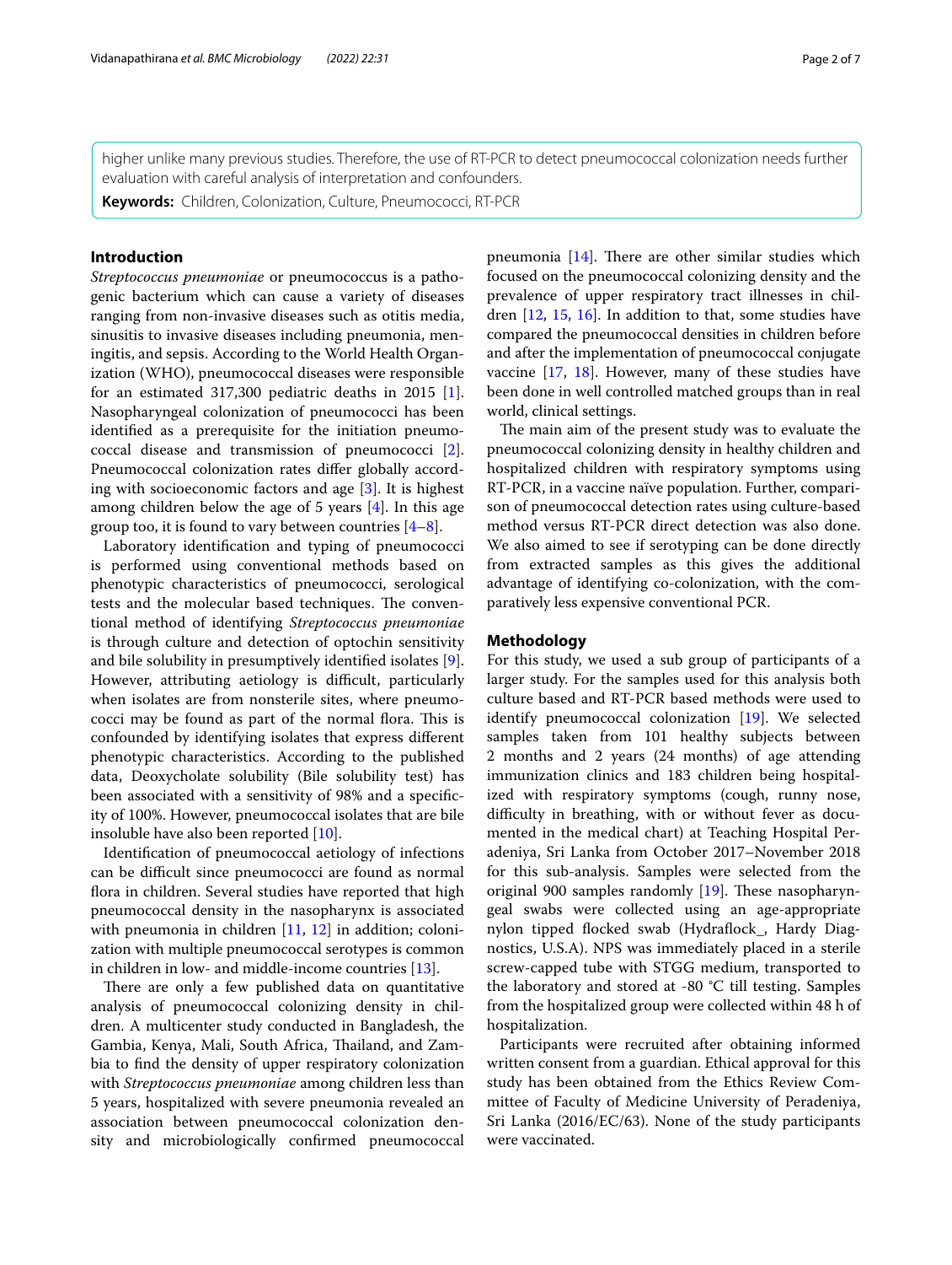higher unlike many previous studies. Therefore, the use of RT-PCR to detect pneumococcal colonization needs further evaluation with careful analysis of interpretation and confounders.

**Keywords:** Children, Colonization, Culture, Pneumococci, RT-PCR

## Introduction

*Streptococcus pneumoniae* or pneumococcus is a pathogenic bacterium which can cause a variety of diseases ranging from non-invasive diseases such as otitis media, sinusitis to invasive diseases including pneumonia, meningitis, and sepsis. According to the World Health Organization (WHO), pneumococcal diseases were responsible for an estimated 317,300 pediatric deaths in 2015 [1]. Nasopharyngeal colonization of pneumococci has been identified as a prerequisite for the initiation pneumococcal disease and transmission of pneumococci [2]. Pneumococcal colonization rates differ globally according with socioeconomic factors and age [3]. It is highest among children below the age of 5 years [4]. In this age group too, it is found to vary between countries [4–8].

Laboratory identification and typing of pneumococci is performed using conventional methods based on phenotypic characteristics of pneumococci, serological tests and the molecular based techniques. The conventional method of identifying *Streptococcus pneumoniae* is through culture and detection of optochin sensitivity and bile solubility in presumptively identified isolates [9]. However, attributing aetiology is difficult, particularly when isolates are from nonsterile sites, where pneumococci may be found as part of the normal flora. This is confounded by identifying isolates that express different phenotypic characteristics. According to the published data, Deoxycholate solubility (Bile solubility test) has been associated with a sensitivity of 98% and a specificity of 100%. However, pneumococcal isolates that are bile insoluble have also been reported [10].

Identification of pneumococcal aetiology of infections can be difficult since pneumococci are found as normal flora in children. Several studies have reported that high pneumococcal density in the nasopharynx is associated with pneumonia in children [11, 12] in addition; colonization with multiple pneumococcal serotypes is common in children in low- and middle-income countries [13].

There are only a few published data on quantitative analysis of pneumococcal colonizing density in children. A multicenter study conducted in Bangladesh, the Gambia, Kenya, Mali, South Africa, Thailand, and Zambia to find the density of upper respiratory colonization with *Streptococcus pneumoniae* among children less than 5 years, hospitalized with severe pneumonia revealed an association between pneumococcal colonization density and microbiologically confirmed pneumococcal pneumonia [14]. There are other similar studies which focused on the pneumococcal colonizing density and the prevalence of upper respiratory tract illnesses in children [12, 15, 16]. In addition to that, some studies have compared the pneumococcal densities in children before and after the implementation of pneumococcal conjugate vaccine [17, 18]. However, many of these studies have been done in well controlled matched groups than in real world, clinical settings.

The main aim of the present study was to evaluate the pneumococcal colonizing density in healthy children and hospitalized children with respiratory symptoms using RT-PCR, in a vaccine naïve population. Further, comparison of pneumococcal detection rates using culture-based method versus RT-PCR direct detection was also done. We also aimed to see if serotyping can be done directly from extracted samples as this gives the additional advantage of identifying co-colonization, with the comparatively less expensive conventional PCR.

## Methodology

For this study, we used a sub group of participants of a larger study. For the samples used for this analysis both culture based and RT-PCR based methods were used to identify pneumococcal colonization [19]. We selected samples taken from 101 healthy subjects between 2 months and 2 years (24 months) of age attending immunization clinics and 183 children being hospitalized with respiratory symptoms (cough, runny nose, difficulty in breathing, with or without fever as documented in the medical chart) at Teaching Hospital Peradeniya, Sri Lanka from October 2017–November 2018 for this sub-analysis. Samples were selected from the original 900 samples randomly [19]. These nasopharyngeal swabs were collected using an age-appropriate nylon tipped flocked swab (Hydraflock_, Hardy Diagnostics, U.S.A). NPS was immediately placed in a sterile screw-capped tube with STGG medium, transported to the laboratory and stored at -80 °C till testing. Samples from the hospitalized group were collected within 48 h of hospitalization.

Participants were recruited after obtaining informed written consent from a guardian. Ethical approval for this study has been obtained from the Ethics Review Committee of Faculty of Medicine University of Peradeniya, Sri Lanka (2016/EC/63). None of the study participants were vaccinated.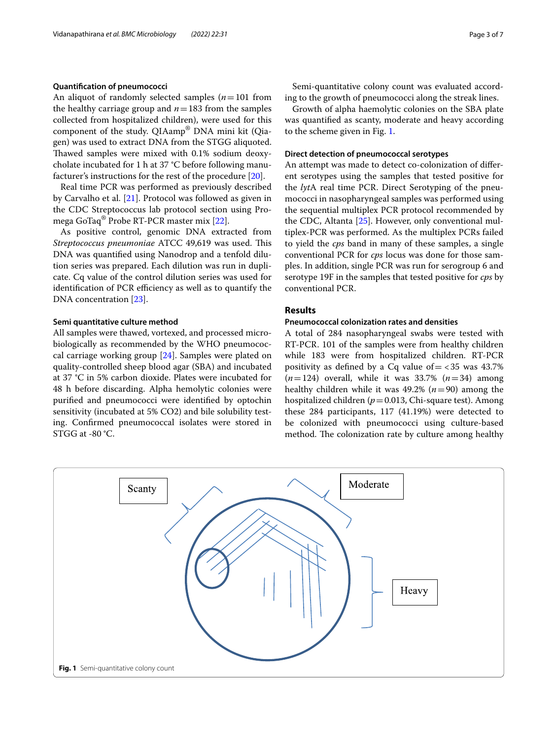### Quantification of pneumococci

An aliquot of randomly selected samples ($n=101$ from the healthy carriage group and $n=183$ from the samples collected from hospitalized children), were used for this component of the study. QIAamp® DNA mini kit (Qiagen) was used to extract DNA from the STGG aliquoted. Thawed samples were mixed with 0.1% sodium deoxycholate incubated for 1 h at 37 °C before following manufacturer's instructions for the rest of the procedure [20].

Real time PCR was performed as previously described by Carvalho et al. [21]. Protocol was followed as given in the CDC Streptococcus lab protocol section using Promega GoTaq® Probe RT-PCR master mix [22].

As positive control, genomic DNA extracted from *Streptococcus pneumoniae* ATCC 49,619 was used. This DNA was quantified using Nanodrop and a tenfold dilution series was prepared. Each dilution was run in duplicate. Cq value of the control dilution series was used for identification of PCR efficiency as well as to quantify the DNA concentration [23].

### Semi quantitative culture method

All samples were thawed, vortexed, and processed microbiologically as recommended by the WHO pneumococcal carriage working group [24]. Samples were plated on quality-controlled sheep blood agar (SBA) and incubated at 37 °C in 5% carbon dioxide. Plates were incubated for 48 h before discarding. Alpha hemolytic colonies were purified and pneumococci were identified by optochin sensitivity (incubated at 5% CO2) and bile solubility testing. Confirmed pneumococcal isolates were stored in STGG at -80 °C.

Semi-quantitative colony count was evaluated according to the growth of pneumococci along the streak lines.

Growth of alpha haemolytic colonies on the SBA plate was quantified as scanty, moderate and heavy according to the scheme given in Fig. 1.

### Direct detection of pneumococcal serotypes

An attempt was made to detect co-colonization of different serotypes using the samples that tested positive for the *lyt*A real time PCR. Direct Serotyping of the pneumococci in nasopharyngeal samples was performed using the sequential multiplex PCR protocol recommended by the CDC, Altanta [25]. However, only conventional multiplex-PCR was performed. As the multiplex PCRs failed to yield the *cps* band in many of these samples, a single conventional PCR for *cps* locus was done for those samples. In addition, single PCR was run for serogroup 6 and serotype 19F in the samples that tested positive for *cps* by conventional PCR.

## Results

### Pneumococcal colonization rates and densities

A total of 284 nasopharyngeal swabs were tested with RT-PCR. 101 of the samples were from healthy children while 183 were from hospitalized children. RT-PCR positivity as defined by a Cq value of= <35 was 43.7% ($n=124$) overall, while it was 33.7% ($n=34$) among healthy children while it was 49.2% ($n=90$) among the hospitalized children ($p=0.013$, Chi-square test). Among these 284 participants, 117 (41.19%) were detected to be colonized with pneumococci using culture-based method. The colonization rate by culture among healthy

Scanty | Moderate | Heavy

**Fig. 1** Semi-quantitative colony count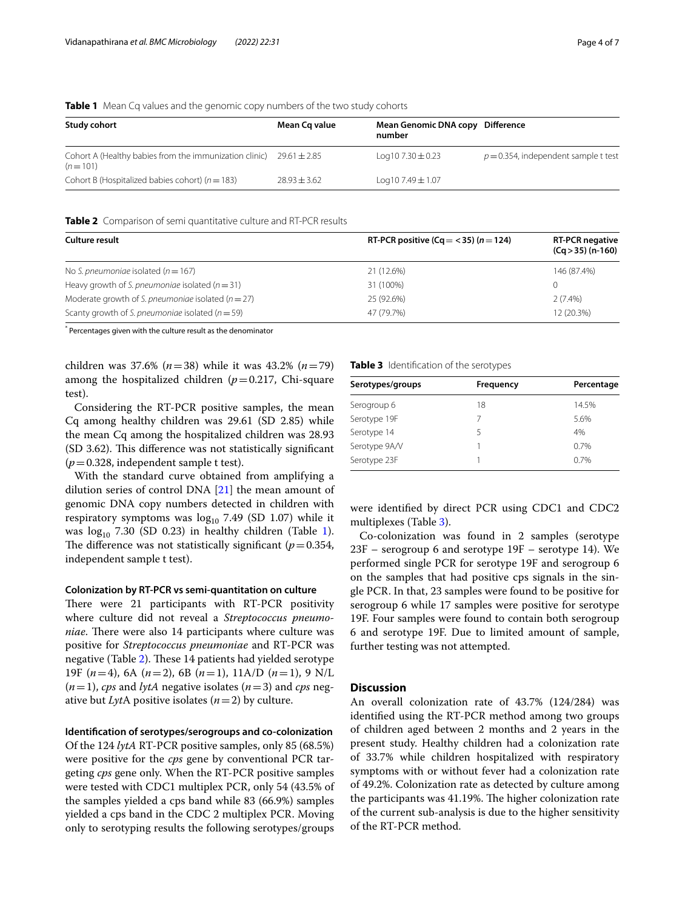**Table 1** Mean Cq values and the genomic copy numbers of the two study cohorts

| Study cohort | Mean Cq value | Mean Genomic DNA copy number | Difference |
|---|---|---|---|
| Cohort A (Healthy babies from the immunization clinic) ($n = 101$) | 29.61 ± 2.85 | Log10 7.30 ± 0.23 | $p = 0.354$, independent sample t test |
| Cohort B (Hospitalized babies cohort) ($n = 183$) | 28.93 ± 3.62 | Log10 7.49 ± 1.07 | |

**Table 2** Comparison of semi quantitative culture and RT-PCR results

| Culture result | RT-PCR positive (Cq = < 35) ($n = 124$) | RT-PCR negative (Cq > 35) (n-160) |
|---|---|---|
| No *S. pneumoniae* isolated ($n = 167$) | 21 (12.6%) | 146 (87.4%) |
| Heavy growth of *S. pneumoniae* isolated ($n = 31$) | 31 (100%) | 0 |
| Moderate growth of *S. pneumoniae* isolated ($n = 27$) | 25 (92.6%) | 2 (7.4%) |
| Scanty growth of *S. pneumoniae* isolated ($n = 59$) | 47 (79.7%) | 12 (20.3%) |

* Percentages given with the culture result as the denominator

children was 37.6% ($n = 38$) while it was 43.2% ($n = 79$) among the hospitalized children ($p = 0.217$, Chi-square test).

Considering the RT-PCR positive samples, the mean Cq among healthy children was 29.61 (SD 2.85) while the mean Cq among the hospitalized children was 28.93 (SD 3.62). This difference was not statistically significant ($p = 0.328$, independent sample t test).

With the standard curve obtained from amplifying a dilution series of control DNA [21] the mean amount of genomic DNA copy numbers detected in children with respiratory symptoms was $\log_{10}$ 7.49 (SD 1.07) while it was $\log_{10}$ 7.30 (SD 0.23) in healthy children (Table 1). The difference was not statistically significant ($p = 0.354$, independent sample t test).

#### Colonization by RT-PCR vs semi-quantitation on culture

There were 21 participants with RT-PCR positivity where culture did not reveal a *Streptococcus pneumoniae*. There were also 14 participants where culture was positive for *Streptococcus pneumoniae* and RT-PCR was negative (Table 2). These 14 patients had yielded serotype 19F ($n = 4$), 6A ($n = 2$), 6B ($n = 1$), 11A/D ($n = 1$), 9 N/L ($n = 1$), *cps* and *lytA* negative isolates ($n = 3$) and *cps* negative but *Lyt*A positive isolates ($n = 2$) by culture.

#### Identification of serotypes/serogroups and co-colonization

Of the 124 *lytA* RT-PCR positive samples, only 85 (68.5%) were positive for the *cps* gene by conventional PCR targeting *cps* gene only. When the RT-PCR positive samples were tested with CDC1 multiplex PCR, only 54 (43.5% of the samples yielded a cps band while 83 (66.9%) samples yielded a cps band in the CDC 2 multiplex PCR. Moving only to serotyping results the following serotypes/groups were identified by direct PCR using CDC1 and CDC2 multiplexes (Table 3).

**Table 3** Identification of the serotypes

| Serotypes/groups | Frequency | Percentage |
|---|---|---|
| Serogroup 6 | 18 | 14.5% |
| Serotype 19F | 7 | 5.6% |
| Serotype 14 | 5 | 4% |
| Serotype 9A/V | 1 | 0.7% |
| Serotype 23F | 1 | 0.7% |

Co-colonization was found in 2 samples (serotype 23F – serogroup 6 and serotype 19F – serotype 14). We performed single PCR for serotype 19F and serogroup 6 on the samples that had positive cps signals in the single PCR. In that, 23 samples were found to be positive for serogroup 6 while 17 samples were positive for serotype 19F. Four samples were found to contain both serogroup 6 and serotype 19F. Due to limited amount of sample, further testing was not attempted.

## Discussion

An overall colonization rate of 43.7% (124/284) was identified using the RT-PCR method among two groups of children aged between 2 months and 2 years in the present study. Healthy children had a colonization rate of 33.7% while children hospitalized with respiratory symptoms with or without fever had a colonization rate of 49.2%. Colonization rate as detected by culture among the participants was 41.19%. The higher colonization rate of the current sub-analysis is due to the higher sensitivity of the RT-PCR method.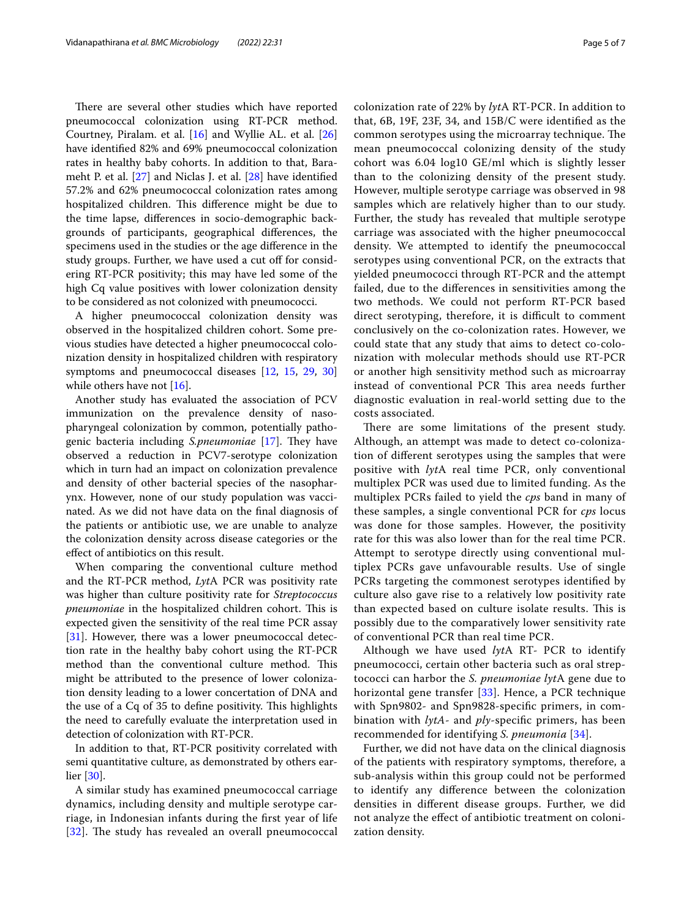There are several other studies which have reported pneumococcal colonization using RT-PCR method. Courtney, Piralam. et al. [16] and Wyllie AL. et al. [26] have identified 82% and 69% pneumococcal colonization rates in healthy baby cohorts. In addition to that, Barameht P. et al. [27] and Niclas J. et al. [28] have identified 57.2% and 62% pneumococcal colonization rates among hospitalized children. This difference might be due to the time lapse, differences in socio-demographic backgrounds of participants, geographical differences, the specimens used in the studies or the age difference in the study groups. Further, we have used a cut off for considering RT-PCR positivity; this may have led some of the high Cq value positives with lower colonization density to be considered as not colonized with pneumococci.

A higher pneumococcal colonization density was observed in the hospitalized children cohort. Some previous studies have detected a higher pneumococcal colonization density in hospitalized children with respiratory symptoms and pneumococcal diseases [12, 15, 29, 30] while others have not [16].

Another study has evaluated the association of PCV immunization on the prevalence density of nasopharyngeal colonization by common, potentially pathogenic bacteria including *S.pneumoniae* [17]. They have observed a reduction in PCV7-serotype colonization which in turn had an impact on colonization prevalence and density of other bacterial species of the nasopharynx. However, none of our study population was vaccinated. As we did not have data on the final diagnosis of the patients or antibiotic use, we are unable to analyze the colonization density across disease categories or the effect of antibiotics on this result.

When comparing the conventional culture method and the RT-PCR method, *Lyt*A PCR was positivity rate was higher than culture positivity rate for *Streptococcus pneumoniae* in the hospitalized children cohort. This is expected given the sensitivity of the real time PCR assay [31]. However, there was a lower pneumococcal detection rate in the healthy baby cohort using the RT-PCR method than the conventional culture method. This might be attributed to the presence of lower colonization density leading to a lower concertation of DNA and the use of a Cq of 35 to define positivity. This highlights the need to carefully evaluate the interpretation used in detection of colonization with RT-PCR.

In addition to that, RT-PCR positivity correlated with semi quantitative culture, as demonstrated by others earlier [30].

A similar study has examined pneumococcal carriage dynamics, including density and multiple serotype carriage, in Indonesian infants during the first year of life [32]. The study has revealed an overall pneumococcal colonization rate of 22% by *lyt*A RT-PCR. In addition to that, 6B, 19F, 23F, 34, and 15B/C were identified as the common serotypes using the microarray technique. The mean pneumococcal colonizing density of the study cohort was 6.04 log10 GE/ml which is slightly lesser than to the colonizing density of the present study. However, multiple serotype carriage was observed in 98 samples which are relatively higher than to our study. Further, the study has revealed that multiple serotype carriage was associated with the higher pneumococcal density. We attempted to identify the pneumococcal serotypes using conventional PCR, on the extracts that yielded pneumococci through RT-PCR and the attempt failed, due to the differences in sensitivities among the two methods. We could not perform RT-PCR based direct serotyping, therefore, it is difficult to comment conclusively on the co-colonization rates. However, we could state that any study that aims to detect co-colonization with molecular methods should use RT-PCR or another high sensitivity method such as microarray instead of conventional PCR This area needs further diagnostic evaluation in real-world setting due to the costs associated.

There are some limitations of the present study. Although, an attempt was made to detect co-colonization of different serotypes using the samples that were positive with *lyt*A real time PCR, only conventional multiplex PCR was used due to limited funding. As the multiplex PCRs failed to yield the *cps* band in many of these samples, a single conventional PCR for *cps* locus was done for those samples. However, the positivity rate for this was also lower than for the real time PCR. Attempt to serotype directly using conventional multiplex PCRs gave unfavourable results. Use of single PCRs targeting the commonest serotypes identified by culture also gave rise to a relatively low positivity rate than expected based on culture isolate results. This is possibly due to the comparatively lower sensitivity rate of conventional PCR than real time PCR.

Although we have used *lyt*A RT- PCR to identify pneumococci, certain other bacteria such as oral streptococci can harbor the *S. pneumoniae lyt*A gene due to horizontal gene transfer [33]. Hence, a PCR technique with Spn9802- and Spn9828-specific primers, in combination with *lytA*- and *ply*-specific primers, has been recommended for identifying *S. pneumonia* [34].

Further, we did not have data on the clinical diagnosis of the patients with respiratory symptoms, therefore, a sub-analysis within this group could not be performed to identify any difference between the colonization densities in different disease groups. Further, we did not analyze the effect of antibiotic treatment on colonization density.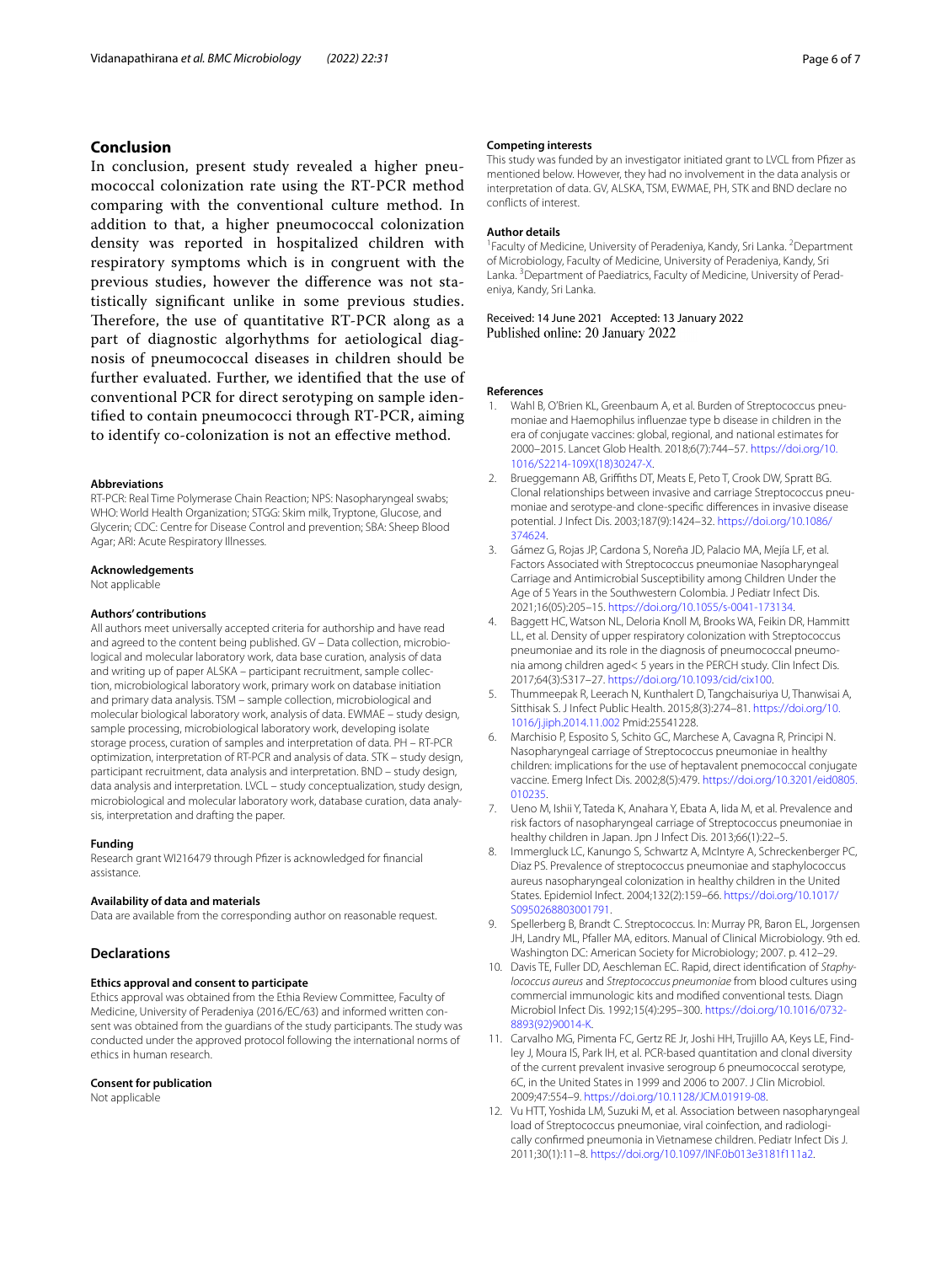## Conclusion

In conclusion, present study revealed a higher pneumococcal colonization rate using the RT-PCR method comparing with the conventional culture method. In addition to that, a higher pneumococcal colonization density was reported in hospitalized children with respiratory symptoms which is in congruent with the previous studies, however the difference was not statistically significant unlike in some previous studies. Therefore, the use of quantitative RT-PCR along as a part of diagnostic algorhythms for aetiological diagnosis of pneumococcal diseases in children should be further evaluated. Further, we identified that the use of conventional PCR for direct serotyping on sample identified to contain pneumococci through RT-PCR, aiming to identify co-colonization is not an effective method.

#### Abbreviations

RT-PCR: Real Time Polymerase Chain Reaction; NPS: Nasopharyngeal swabs; WHO: World Health Organization; STGG: Skim milk, Tryptone, Glucose, and Glycerin; CDC: Centre for Disease Control and prevention; SBA: Sheep Blood Agar; ARI: Acute Respiratory Illnesses.

#### Acknowledgements

Not applicable

#### Authors' contributions

All authors meet universally accepted criteria for authorship and have read and agreed to the content being published. GV – Data collection, microbiological and molecular laboratory work, data base curation, analysis of data and writing up of paper ALSKA – participant recruitment, sample collection, microbiological laboratory work, primary work on database initiation and primary data analysis. TSM – sample collection, microbiological and molecular biological laboratory work, analysis of data. EWMAE – study design, sample processing, microbiological laboratory work, developing isolate storage process, curation of samples and interpretation of data. PH – RT-PCR optimization, interpretation of RT-PCR and analysis of data. STK – study design, participant recruitment, data analysis and interpretation. BND – study design, data analysis and interpretation. LVCL – study conceptualization, study design, microbiological and molecular laboratory work, database curation, data analysis, interpretation and drafting the paper.

#### Funding

Research grant WI216479 through Pfizer is acknowledged for financial assistance.

#### Availability of data and materials

Data are available from the corresponding author on reasonable request.

## Declarations

#### Ethics approval and consent to participate

Ethics approval was obtained from the Ethia Review Committee, Faculty of Medicine, University of Peradeniya (2016/EC/63) and informed written consent was obtained from the guardians of the study participants. The study was conducted under the approved protocol following the international norms of ethics in human research.

#### Consent for publication

Not applicable

#### Competing interests

This study was funded by an investigator initiated grant to LVCL from Pfizer as mentioned below. However, they had no involvement in the data analysis or interpretation of data. GV, ALSKA, TSM, EWMAE, PH, STK and BND declare no conflicts of interest.

#### Author details

[1]Faculty of Medicine, University of Peradeniya, Kandy, Sri Lanka. [2]Department of Microbiology, Faculty of Medicine, University of Peradeniya, Kandy, Sri Lanka. [3]Department of Paediatrics, Faculty of Medicine, University of Peradeniya, Kandy, Sri Lanka.

Received: 14 June 2021 Accepted: 13 January 2022
Published online: 20 January 2022

#### References

1. Wahl B, O'Brien KL, Greenbaum A, et al. Burden of Streptococcus pneumoniae and Haemophilus influenzae type b disease in children in the era of conjugate vaccines: global, regional, and national estimates for 2000–2015. Lancet Glob Health. 2018;6(7):744–57. https://doi.org/10.1016/S2214-109X(18)30247-X.
2. Brueggemann AB, Griffiths DT, Meats E, Peto T, Crook DW, Spratt BG. Clonal relationships between invasive and carriage Streptococcus pneumoniae and serotype-and clone-specific differences in invasive disease potential. J Infect Dis. 2003;187(9):1424–32. https://doi.org/10.1086/374624.
3. Gámez G, Rojas JP, Cardona S, Noreña JD, Palacio MA, Mejía LF, et al. Factors Associated with Streptococcus pneumoniae Nasopharyngeal Carriage and Antimicrobial Susceptibility among Children Under the Age of 5 Years in the Southwestern Colombia. J Pediatr Infect Dis. 2021;16(05):205–15. https://doi.org/10.1055/s-0041-173134.
4. Baggett HC, Watson NL, Deloria Knoll M, Brooks WA, Feikin DR, Hammitt LL, et al. Density of upper respiratory colonization with Streptococcus pneumoniae and its role in the diagnosis of pneumococcal pneumonia among children aged< 5 years in the PERCH study. Clin Infect Dis. 2017;64(3):S317–27. https://doi.org/10.1093/cid/cix100.
5. Thummeepak R, Leerach N, Kunthalert D, Tangchaisuriya U, Thanwisai A, Sitthisak S. J Infect Public Health. 2015;8(3):274–81. https://doi.org/10.1016/j.jiph.2014.11.002 Pmid:25541228.
6. Marchisio P, Esposito S, Schito GC, Marchese A, Cavagna R, Principi N. Nasopharyngeal carriage of Streptococcus pneumoniae in healthy children: implications for the use of heptavalent pnemococcal conjugate vaccine. Emerg Infect Dis. 2002;8(5):479. https://doi.org/10.3201/eid0805.010235.
7. Ueno M, Ishii Y, Tateda K, Anahara Y, Ebata A, Iida M, et al. Prevalence and risk factors of nasopharyngeal carriage of Streptococcus pneumoniae in healthy children in Japan. Jpn J Infect Dis. 2013;66(1):22–5.
8. Immergluck LC, Kanungo S, Schwartz A, McIntyre A, Schreckenberger PC, Diaz PS. Prevalence of streptococcus pneumoniae and staphylococcus aureus nasopharyngeal colonization in healthy children in the United States. Epidemiol Infect. 2004;132(2):159–66. https://doi.org/10.1017/S0950268803001791.
9. Spellerberg B, Brandt C. Streptococcus. In: Murray PR, Baron EL, Jorgensen JH, Landry ML, Pfaller MA, editors. Manual of Clinical Microbiology. 9th ed. Washington DC: American Society for Microbiology; 2007. p. 412–29.
10. Davis TE, Fuller DD, Aeschleman EC. Rapid, direct identification of *Staphylococcus aureus* and *Streptococcus pneumoniae* from blood cultures using commercial immunologic kits and modified conventional tests. Diagn Microbiol Infect Dis. 1992;15(4):295–300. https://doi.org/10.1016/0732-8893(92)90014-K.
11. Carvalho MG, Pimenta FC, Gertz RE Jr, Joshi HH, Trujillo AA, Keys LE, Findley J, Moura IS, Park IH, et al. PCR-based quantitation and clonal diversity of the current prevalent invasive serogroup 6 pneumococcal serotype, 6C, in the United States in 1999 and 2006 to 2007. J Clin Microbiol. 2009;47:554–9. https://doi.org/10.1128/JCM.01919-08.
12. Vu HTT, Yoshida LM, Suzuki M, et al. Association between nasopharyngeal load of Streptococcus pneumoniae, viral coinfection, and radiologically confirmed pneumonia in Vietnamese children. Pediatr Infect Dis J. 2011;30(1):11–8. https://doi.org/10.1097/INF.0b013e3181f111a2.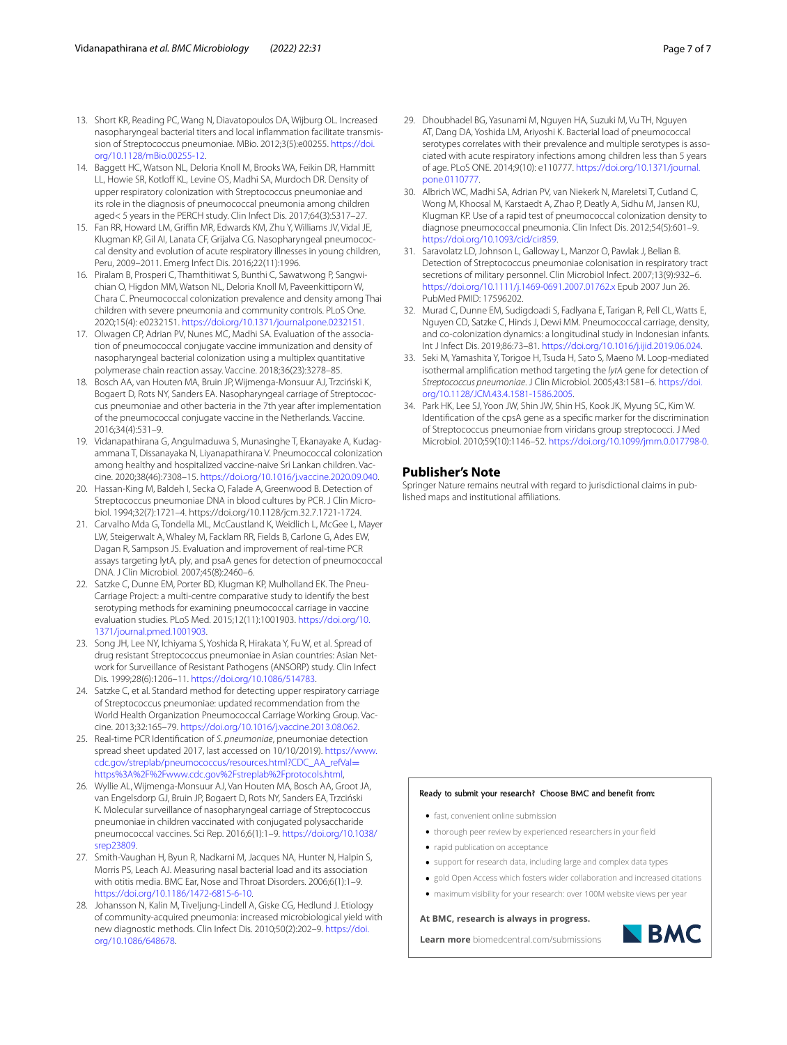13. Short KR, Reading PC, Wang N, Diavatopoulos DA, Wijburg OL. Increased nasopharyngeal bacterial titers and local inflammation facilitate transmission of Streptococcus pneumoniae. MBio. 2012;3(5):e00255. https://doi.org/10.1128/mBio.00255-12.
14. Baggett HC, Watson NL, Deloria Knoll M, Brooks WA, Feikin DR, Hammitt LL, Howie SR, Kotloff KL, Levine OS, Madhi SA, Murdoch DR. Density of upper respiratory colonization with Streptococcus pneumoniae and its role in the diagnosis of pneumococcal pneumonia among children aged< 5 years in the PERCH study. Clin Infect Dis. 2017;64(3):S317–27.
15. Fan RR, Howard LM, Griffin MR, Edwards KM, Zhu Y, Williams JV, Vidal JE, Klugman KP, Gil AI, Lanata CF, Grijalva CG. Nasopharyngeal pneumococcal density and evolution of acute respiratory illnesses in young children, Peru, 2009–2011. Emerg Infect Dis. 2016;22(11):1996.
16. Piralam B, Prosperi C, Thamthitiwat S, Bunthi C, Sawatwong P, Sangwichian O, Higdon MM, Watson NL, Deloria Knoll M, Paveenkittiporn W, Chara C. Pneumococcal colonization prevalence and density among Thai children with severe pneumonia and community controls. PLoS One. 2020;15(4): e0232151. https://doi.org/10.1371/journal.pone.0232151.
17. Olwagen CP, Adrian PV, Nunes MC, Madhi SA. Evaluation of the association of pneumococcal conjugate vaccine immunization and density of nasopharyngeal bacterial colonization using a multiplex quantitative polymerase chain reaction assay. Vaccine. 2018;36(23):3278–85.
18. Bosch AA, van Houten MA, Bruin JP, Wijmenga-Monsuur AJ, Trzciński K, Bogaert D, Rots NY, Sanders EA. Nasopharyngeal carriage of Streptococcus pneumoniae and other bacteria in the 7th year after implementation of the pneumococcal conjugate vaccine in the Netherlands. Vaccine. 2016;34(4):531–9.
19. Vidanapathirana G, Angulmaduwa S, Munasinghe T, Ekanayake A, Kudagammana T, Dissanayaka N, Liyanapathirana V. Pneumococcal colonization among healthy and hospitalized vaccine-naive Sri Lankan children. Vaccine. 2020;38(46):7308–15. https://doi.org/10.1016/j.vaccine.2020.09.040.
20. Hassan-King M, Baldeh I, Secka O, Falade A, Greenwood B. Detection of Streptococcus pneumoniae DNA in blood cultures by PCR. J Clin Microbiol. 1994;32(7):1721–4. https://doi.org/10.1128/jcm.32.7.1721-1724.
21. Carvalho Mda G, Tondella ML, McCaustland K, Weidlich L, McGee L, Mayer LW, Steigerwalt A, Whaley M, Facklam RR, Fields B, Carlone G, Ades EW, Dagan R, Sampson JS. Evaluation and improvement of real-time PCR assays targeting lytA, ply, and psaA genes for detection of pneumococcal DNA. J Clin Microbiol. 2007;45(8):2460–6.
22. Satzke C, Dunne EM, Porter BD, Klugman KP, Mulholland EK. The PneuCarriage Project: a multi-centre comparative study to identify the best serotyping methods for examining pneumococcal carriage in vaccine evaluation studies. PLoS Med. 2015;12(11):1001903. https://doi.org/10.1371/journal.pmed.1001903.
23. Song JH, Lee NY, Ichiyama S, Yoshida R, Hirakata Y, Fu W, et al. Spread of drug resistant Streptococcus pneumoniae in Asian countries: Asian Network for Surveillance of Resistant Pathogens (ANSORP) study. Clin Infect Dis. 1999;28(6):1206–11. https://doi.org/10.1086/514783.
24. Satzke C, et al. Standard method for detecting upper respiratory carriage of Streptococcus pneumoniae: updated recommendation from the World Health Organization Pneumococcal Carriage Working Group. Vaccine. 2013;32:165–79. https://doi.org/10.1016/j.vaccine.2013.08.062.
25. Real-time PCR Identification of *S. pneumoniae*, pneumoniae detection spread sheet updated 2017, last accessed on 10/10/2019). https://www.cdc.gov/streplab/pneumococcus/resources.html?CDC_AA_refVal=https%3A%2F%2Fwww.cdc.gov%2Fstreplab%2Fprotocols.html,
26. Wyllie AL, Wijmenga-Monsuur AJ, Van Houten MA, Bosch AA, Groot JA, van Engelsdorp GJ, Bruin JP, Bogaert D, Rots NY, Sanders EA, Trzciński K. Molecular surveillance of nasopharyngeal carriage of Streptococcus pneumoniae in children vaccinated with conjugated polysaccharide pneumococcal vaccines. Sci Rep. 2016;6(1):1–9. https://doi.org/10.1038/srep23809.
27. Smith-Vaughan H, Byun R, Nadkarni M, Jacques NA, Hunter N, Halpin S, Morris PS, Leach AJ. Measuring nasal bacterial load and its association with otitis media. BMC Ear, Nose and Throat Disorders. 2006;6(1):1–9. https://doi.org/10.1186/1472-6815-6-10.
28. Johansson N, Kalin M, Tiveljung-Lindell A, Giske CG, Hedlund J. Etiology of community-acquired pneumonia: increased microbiological yield with new diagnostic methods. Clin Infect Dis. 2010;50(2):202–9. https://doi.org/10.1086/648678.
29. Dhoubhadel BG, Yasunami M, Nguyen HA, Suzuki M, Vu TH, Nguyen AT, Dang DA, Yoshida LM, Ariyoshi K. Bacterial load of pneumococcal serotypes correlates with their prevalence and multiple serotypes is associated with acute respiratory infections among children less than 5 years of age. PLoS ONE. 2014;9(10): e110777. https://doi.org/10.1371/journal.pone.0110777.
30. Albrich WC, Madhi SA, Adrian PV, van Niekerk N, Mareletsi T, Cutland C, Wong M, Khoosal M, Karstaedt A, Zhao P, Deatly A, Sidhu M, Jansen KU, Klugman KP. Use of a rapid test of pneumococcal colonization density to diagnose pneumococcal pneumonia. Clin Infect Dis. 2012;54(5):601–9. https://doi.org/10.1093/cid/cir859.
31. Saravolatz LD, Johnson L, Galloway L, Manzor O, Pawlak J, Belian B. Detection of Streptococcus pneumoniae colonisation in respiratory tract secretions of military personnel. Clin Microbiol Infect. 2007;13(9):932–6. https://doi.org/10.1111/j.1469-0691.2007.01762.x Epub 2007 Jun 26. PubMed PMID: 17596202.
32. Murad C, Dunne EM, Sudigdoadi S, Fadlyana E, Tarigan R, Pell CL, Watts E, Nguyen CD, Satzke C, Hinds J, Dewi MM. Pneumococcal carriage, density, and co-colonization dynamics: a longitudinal study in Indonesian infants. Int J Infect Dis. 2019;86:73–81. https://doi.org/10.1016/j.ijid.2019.06.024.
33. Seki M, Yamashita Y, Torigoe H, Tsuda H, Sato S, Maeno M. Loop-mediated isothermal amplification method targeting the *lytA* gene for detection of *Streptococcus pneumoniae*. J Clin Microbiol. 2005;43:1581–6. https://doi.org/10.1128/JCM.43.4.1581-1586.2005.
34. Park HK, Lee SJ, Yoon JW, Shin JW, Shin HS, Kook JK, Myung SC, Kim W. Identification of the cpsA gene as a specific marker for the discrimination of Streptococcus pneumoniae from viridans group streptococci. J Med Microbiol. 2010;59(10):1146–52. https://doi.org/10.1099/jmm.0.017798-0.

## Publisher's Note

Springer Nature remains neutral with regard to jurisdictional claims in published maps and institutional affiliations.